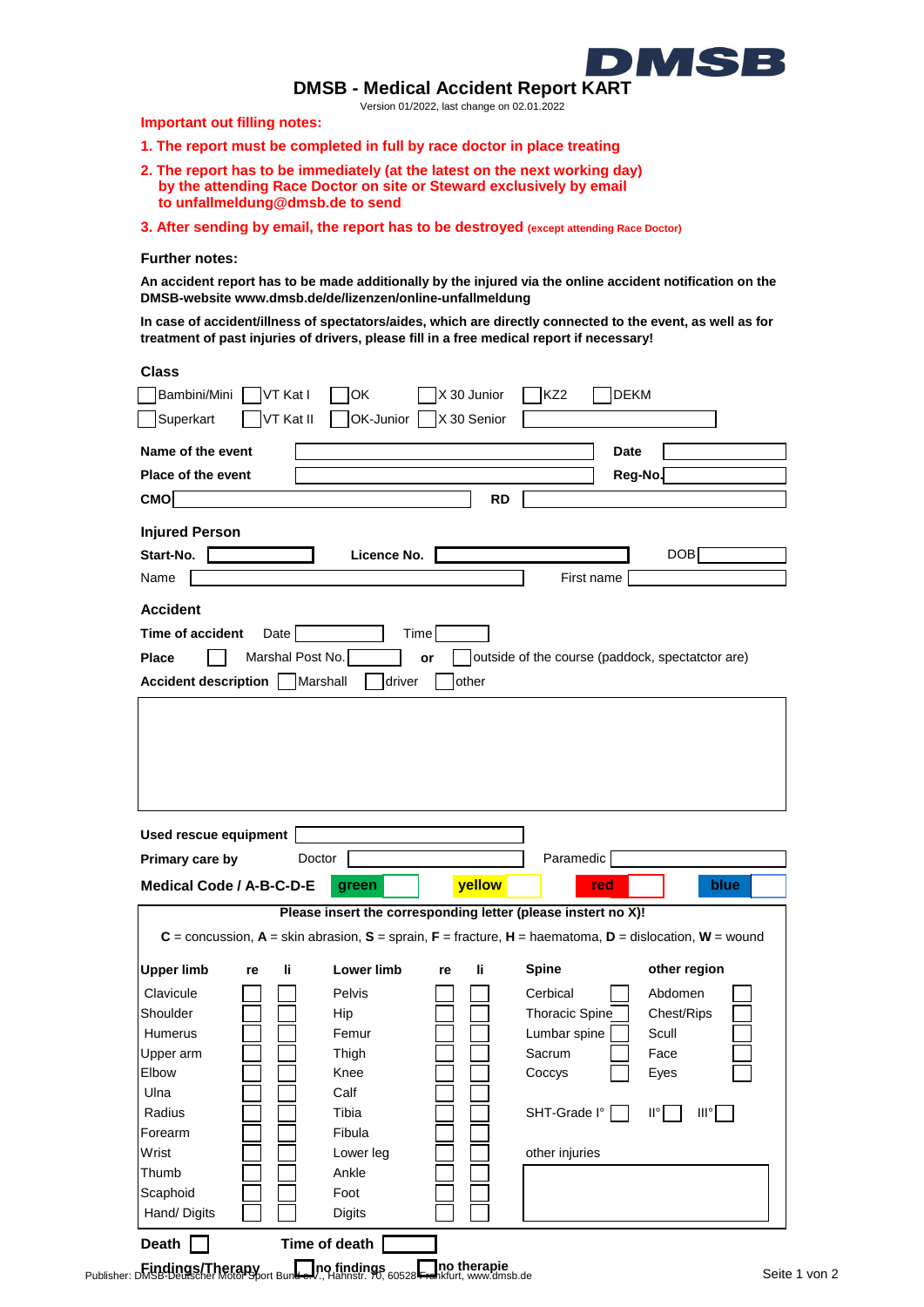DMSB

# DMSB - Medical Accident Report KART

Version 01/2022, last change on 02.01.2022

**Important out filling notes:**

1. **The report must be completed in full by race doctor in place treating**
2. **The report has to be immediately (at the latest on the next working day) by the attending Race Doctor on site or Steward exclusively by email to unfallmeldung@dmsb.de to send**
3. **After sending by email, the report has to be destroyed** (except attending Race Doctor)

**Further notes:**

**An accident report has to be made additionally by the injured via the online accident notification on the DMSB-website www.dmsb.de/de/lizenzen/online-unfallmeldung**

**In case of accident/illness of spectators/aides, which are directly connected to the event, as well as for treatment of past injuries of drivers, please fill in a free medical report if necessary!**

## Class

| | | | | | |
|---|---|---|---|---|---|
| ☐ Bambini/Mini | ☐ VT Kat I | ☐ OK | ☐ X 30 Junior | ☐ KZ2 | ☐ DEKM |
| ☐ Superkart | ☐ VT Kat II | ☐ OK-Junior | ☐ X 30 Senior | | |

**Name of the event** ______ **Date** ______

**Place of the event** ______ **Reg-No.** ______

**CMO** ______ **RD** ______

## Injured Person

**Start-No.** ______ **Licence No.** ______ DOB ______

Name ______ First name ______

## Accident

**Time of accident** Date ______ Time ______

**Place** ☐ Marshal Post No. ______ **or** ☐ outside of the course (paddock, spectatctor are)

**Accident description** ☐ Marshall ☐ driver ☐ other

______

**Used rescue equipment** ______

**Primary care by** Doctor ______ Paramedic ______

**Medical Code / A-B-C-D-E** green ☐ yellow ☐ red ☐ blue ☐

**Please insert the corresponding letter (please instert no X)!**

**C** = concussion, **A** = skin abrasion, **S** = sprain, **F** = fracture, **H** = haematoma, **D** = dislocation, **W** = wound

| Upper limb | re | li | Lower limb | re | li | Spine | | other region | |
|---|---|---|---|---|---|---|---|---|---|
| Clavicule | ☐ | ☐ | Pelvis | ☐ | ☐ | Cerbical | ☐ | Abdomen | ☐ |
| Shoulder | ☐ | ☐ | Hip | ☐ | ☐ | Thoracic Spine | ☐ | Chest/Rips | ☐ |
| Humerus | ☐ | ☐ | Femur | ☐ | ☐ | Lumbar spine | ☐ | Scull | ☐ |
| Upper arm | ☐ | ☐ | Thigh | ☐ | ☐ | Sacrum | ☐ | Face | ☐ |
| Elbow | ☐ | ☐ | Knee | ☐ | ☐ | Coccys | ☐ | Eyes | ☐ |
| Ulna | ☐ | ☐ | Calf | ☐ | ☐ | | | | |
| Radius | ☐ | ☐ | Tibia | ☐ | ☐ | SHT-Grade I° ☐ | II° ☐ | III° ☐ | |
| Forearm | ☐ | ☐ | Fibula | ☐ | ☐ | | | | |
| Wrist | ☐ | ☐ | Lower leg | ☐ | ☐ | other injuries | | | |
| Thumb | ☐ | ☐ | Ankle | ☐ | ☐ | | | | |
| Scaphoid | ☐ | ☐ | Foot | ☐ | ☐ | | | | |
| Hand/ Digits | ☐ | ☐ | Digits | ☐ | ☐ | | | | |

**Death** ☐ **Time of death** ______

**Findings/Therapy** ☐ **no findings** ☐ **no therapie**

Publisher: DMSB-Deutscher Motor Sport Bund e.V., Hahnstr. 70, 60528 Frankfurt, www.dmsb.de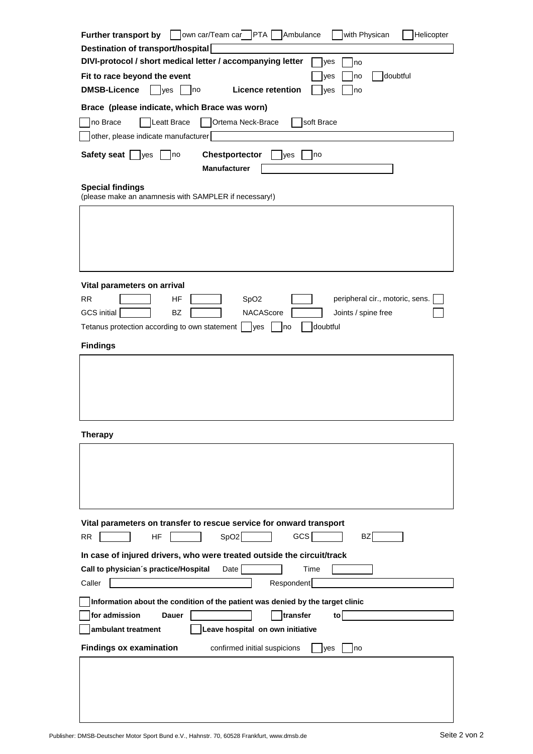**Further transport by** ☐ own car/Team car ☐ PTA ☐ Ambulance ☐ with Physican ☐ Helicopter

**Destination of transport/hospital** ____________

**DIVI-protocol / short medical letter / accompanying letter** ☐ yes ☐ no

**Fit to race beyond the event** ☐ yes ☐ no ☐ doubtful

**DMSB-Licence** ☐ yes ☐ no **Licence retention** ☐ yes ☐ no

**Brace (please indicate, which Brace was worn)**

☐ no Brace ☐ Leatt Brace ☐ Ortema Neck-Brace ☐ soft Brace

☐ other, please indicate manufacturer ____________

**Safety seat** ☐ yes ☐ no **Chestportector** ☐ yes ☐ no

**Manufacturer** ____________

**Special findings**
(please make an anamnesis with SAMPLER if necessary!)

____________

**Vital parameters on arrival**

RR ____ HF ____ SpO2 ____ peripheral cir., motoric, sens. ☐

GCS initial ____ BZ ____ NACAScore ____ Joints / spine free ☐

Tetanus protection according to own statement ☐ yes ☐ no ☐ doubtful

**Findings**

____________

**Therapy**

____________

**Vital parameters on transfer to rescue service for onward transport**

RR ____ HF ____ SpO2 ____ GCS ____ BZ ____

**In case of injured drivers, who were treated outside the circuit/track**

**Call to physician´s practice/Hospital** Date ____ Time ____

Caller ____________ Respondent ____________

☐ **Information about the condition of the patient was denied by the target clinic**

☐ **for admission** **Dauer** ____ ☐ **transfer** **to** ____________

☐ **ambulant treatment** ☐ **Leave hospital on own initiative**

**Findings ox examination** confirmed initial suspicions ☐ yes ☐ no

____________

Publisher: DMSB-Deutscher Motor Sport Bund e.V., Hahnstr. 70, 60528 Frankfurt, www.dmsb.de